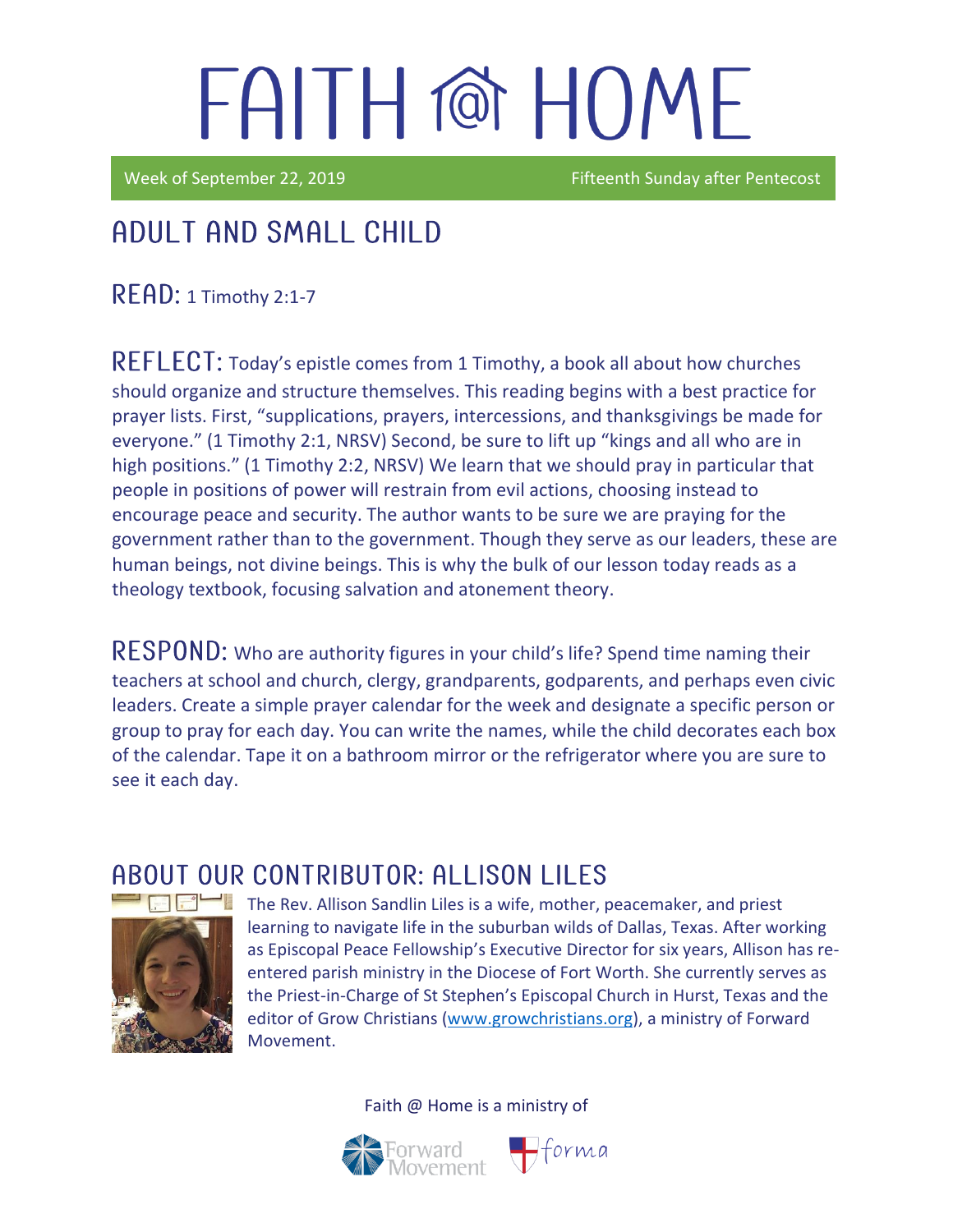# FAITH @ HOME

Week of September 22, 2019 — Fifteenth Sunday after Pentecost

## ADULT AND SMALL CHILD

**READ:** 1 Timothy 2:1-7

**REFLECT:** Today's epistle comes from 1 Timothy, a book all about how churches should organize and structure themselves. This reading begins with a best practice for prayer lists. First, "supplications, prayers, intercessions, and thanksgivings be made for everyone." (1 Timothy 2:1, NRSV) Second, be sure to lift up "kings and all who are in high positions." (1 Timothy 2:2, NRSV) We learn that we should pray in particular that people in positions of power will restrain from evil actions, choosing instead to encourage peace and security. The author wants to be sure we are praying for the government rather than to the government. Though they serve as our leaders, these are human beings, not divine beings. This is why the bulk of our lesson today reads as a theology textbook, focusing salvation and atonement theory.

**RESPOND:** Who are authority figures in your child's life? Spend time naming their teachers at school and church, clergy, grandparents, godparents, and perhaps even civic leaders. Create a simple prayer calendar for the week and designate a specific person or group to pray for each day. You can write the names, while the child decorates each box of the calendar. Tape it on a bathroom mirror or the refrigerator where you are sure to see it each day.

## ABOUT OUR CONTRIBUTOR: ALLISON LILES

The Rev. Allison Sandlin Liles is a wife, mother, peacemaker, and priest learning to navigate life in the suburban wilds of Dallas, Texas. After working as Episcopal Peace Fellowship's Executive Director for six years, Allison has re-entered parish ministry in the Diocese of Fort Worth. She currently serves as the Priest-in-Charge of St Stephen's Episcopal Church in Hurst, Texas and the editor of Grow Christians (www.growchristians.org), a ministry of Forward Movement.

Faith @ Home is a ministry of Forward Movement and forma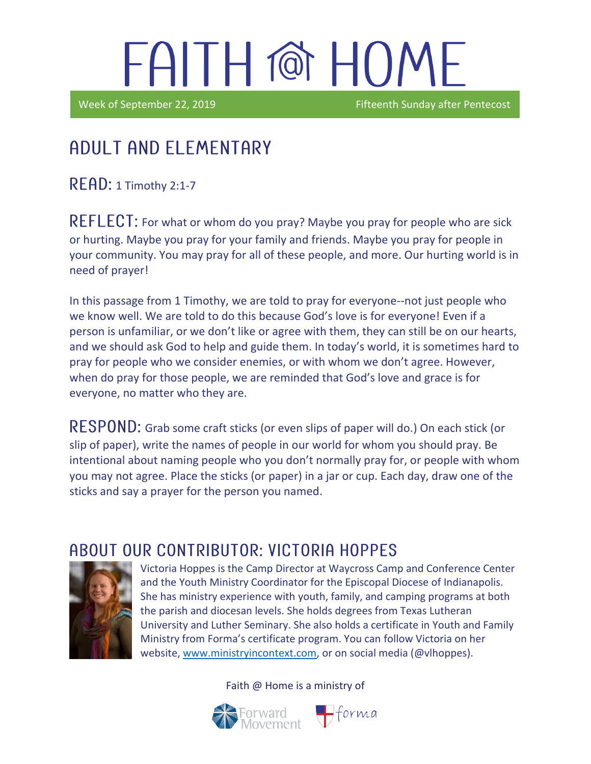# FAITH @ HOME

Week of September 22, 2019 Fifteenth Sunday after Pentecost

## ADULT AND ELEMENTARY

**READ:** 1 Timothy 2:1-7

**REFLECT:** For what or whom do you pray? Maybe you pray for people who are sick or hurting. Maybe you pray for your family and friends. Maybe you pray for people in your community. You may pray for all of these people, and more. Our hurting world is in need of prayer!

In this passage from 1 Timothy, we are told to pray for everyone--not just people who we know well. We are told to do this because God's love is for everyone! Even if a person is unfamiliar, or we don't like or agree with them, they can still be on our hearts, and we should ask God to help and guide them. In today's world, it is sometimes hard to pray for people who we consider enemies, or with whom we don't agree. However, when do pray for those people, we are reminded that God's love and grace is for everyone, no matter who they are.

**RESPOND:** Grab some craft sticks (or even slips of paper will do.) On each stick (or slip of paper), write the names of people in our world for whom you should pray. Be intentional about naming people who you don't normally pray for, or people with whom you may not agree. Place the sticks (or paper) in a jar or cup. Each day, draw one of the sticks and say a prayer for the person you named.

## ABOUT OUR CONTRIBUTOR: VICTORIA HOPPES

Victoria Hoppes is the Camp Director at Waycross Camp and Conference Center and the Youth Ministry Coordinator for the Episcopal Diocese of Indianapolis. She has ministry experience with youth, family, and camping programs at both the parish and diocesan levels. She holds degrees from Texas Lutheran University and Luther Seminary. She also holds a certificate in Youth and Family Ministry from Forma's certificate program. You can follow Victoria on her website, www.ministryincontext.com, or on social media (@vlhoppes).

Faith @ Home is a ministry of Forward Movement and forma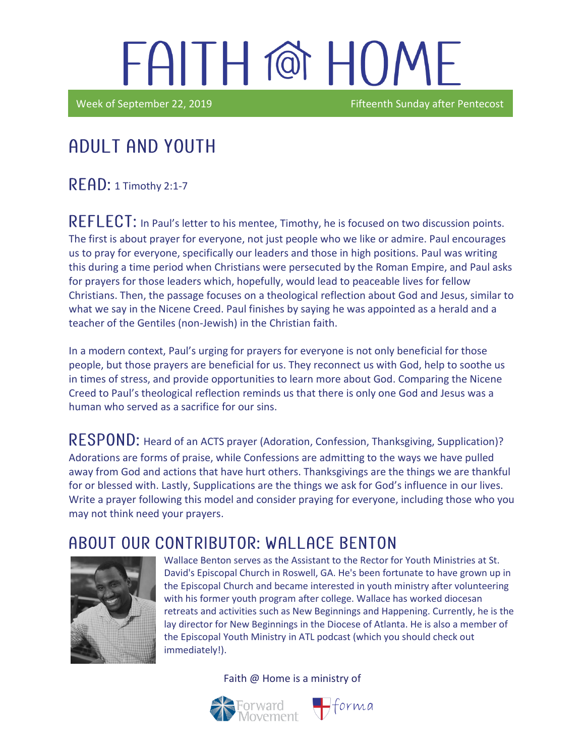# FAITH @ HOME

Week of September 22, 2019 Fifteenth Sunday after Pentecost

## ADULT AND YOUTH

**READ:** 1 Timothy 2:1-7

**REFLECT:** In Paul's letter to his mentee, Timothy, he is focused on two discussion points. The first is about prayer for everyone, not just people who we like or admire. Paul encourages us to pray for everyone, specifically our leaders and those in high positions. Paul was writing this during a time period when Christians were persecuted by the Roman Empire, and Paul asks for prayers for those leaders which, hopefully, would lead to peaceable lives for fellow Christians. Then, the passage focuses on a theological reflection about God and Jesus, similar to what we say in the Nicene Creed. Paul finishes by saying he was appointed as a herald and a teacher of the Gentiles (non-Jewish) in the Christian faith.

In a modern context, Paul's urging for prayers for everyone is not only beneficial for those people, but those prayers are beneficial for us. They reconnect us with God, help to soothe us in times of stress, and provide opportunities to learn more about God. Comparing the Nicene Creed to Paul's theological reflection reminds us that there is only one God and Jesus was a human who served as a sacrifice for our sins.

**RESPOND:** Heard of an ACTS prayer (Adoration, Confession, Thanksgiving, Supplication)? Adorations are forms of praise, while Confessions are admitting to the ways we have pulled away from God and actions that have hurt others. Thanksgivings are the things we are thankful for or blessed with. Lastly, Supplications are the things we ask for God's influence in our lives. Write a prayer following this model and consider praying for everyone, including those who you may not think need your prayers.

## ABOUT OUR CONTRIBUTOR: WALLACE BENTON

Wallace Benton serves as the Assistant to the Rector for Youth Ministries at St. David's Episcopal Church in Roswell, GA. He's been fortunate to have grown up in the Episcopal Church and became interested in youth ministry after volunteering with his former youth program after college. Wallace has worked diocesan retreats and activities such as New Beginnings and Happening. Currently, he is the lay director for New Beginnings in the Diocese of Atlanta. He is also a member of the Episcopal Youth Ministry in ATL podcast (which you should check out immediately!).

Faith @ Home is a ministry of

Forward Movement forma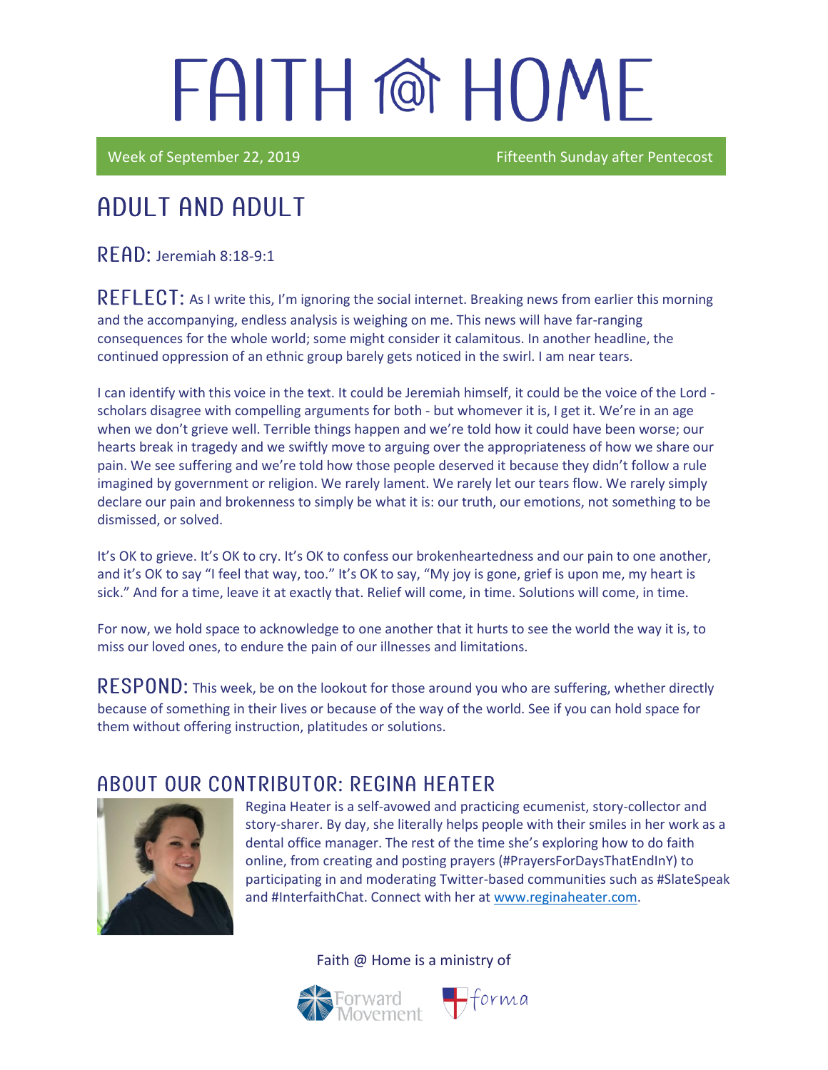# FAITH @ HOME

Week of September 22, 2019 Fifteenth Sunday after Pentecost

## ADULT AND ADULT

**READ:** Jeremiah 8:18-9:1

**REFLECT:** As I write this, I'm ignoring the social internet. Breaking news from earlier this morning and the accompanying, endless analysis is weighing on me. This news will have far-ranging consequences for the whole world; some might consider it calamitous. In another headline, the continued oppression of an ethnic group barely gets noticed in the swirl. I am near tears.

I can identify with this voice in the text. It could be Jeremiah himself, it could be the voice of the Lord - scholars disagree with compelling arguments for both - but whomever it is, I get it. We're in an age when we don't grieve well. Terrible things happen and we're told how it could have been worse; our hearts break in tragedy and we swiftly move to arguing over the appropriateness of how we share our pain. We see suffering and we're told how those people deserved it because they didn't follow a rule imagined by government or religion. We rarely lament. We rarely let our tears flow. We rarely simply declare our pain and brokenness to simply be what it is: our truth, our emotions, not something to be dismissed, or solved.

It's OK to grieve. It's OK to cry. It's OK to confess our brokenheartedness and our pain to one another, and it's OK to say "I feel that way, too." It's OK to say, "My joy is gone, grief is upon me, my heart is sick." And for a time, leave it at exactly that. Relief will come, in time. Solutions will come, in time.

For now, we hold space to acknowledge to one another that it hurts to see the world the way it is, to miss our loved ones, to endure the pain of our illnesses and limitations.

**RESPOND:** This week, be on the lookout for those around you who are suffering, whether directly because of something in their lives or because of the way of the world. See if you can hold space for them without offering instruction, platitudes or solutions.

## ABOUT OUR CONTRIBUTOR: REGINA HEATER

Regina Heater is a self-avowed and practicing ecumenist, story-collector and story-sharer. By day, she literally helps people with their smiles in her work as a dental office manager. The rest of the time she's exploring how to do faith online, from creating and posting prayers (#PrayersForDaysThatEndInY) to participating in and moderating Twitter-based communities such as #SlateSpeak and #InterfaithChat. Connect with her at www.reginaheater.com.

Faith @ Home is a ministry of

Forward Movement forma